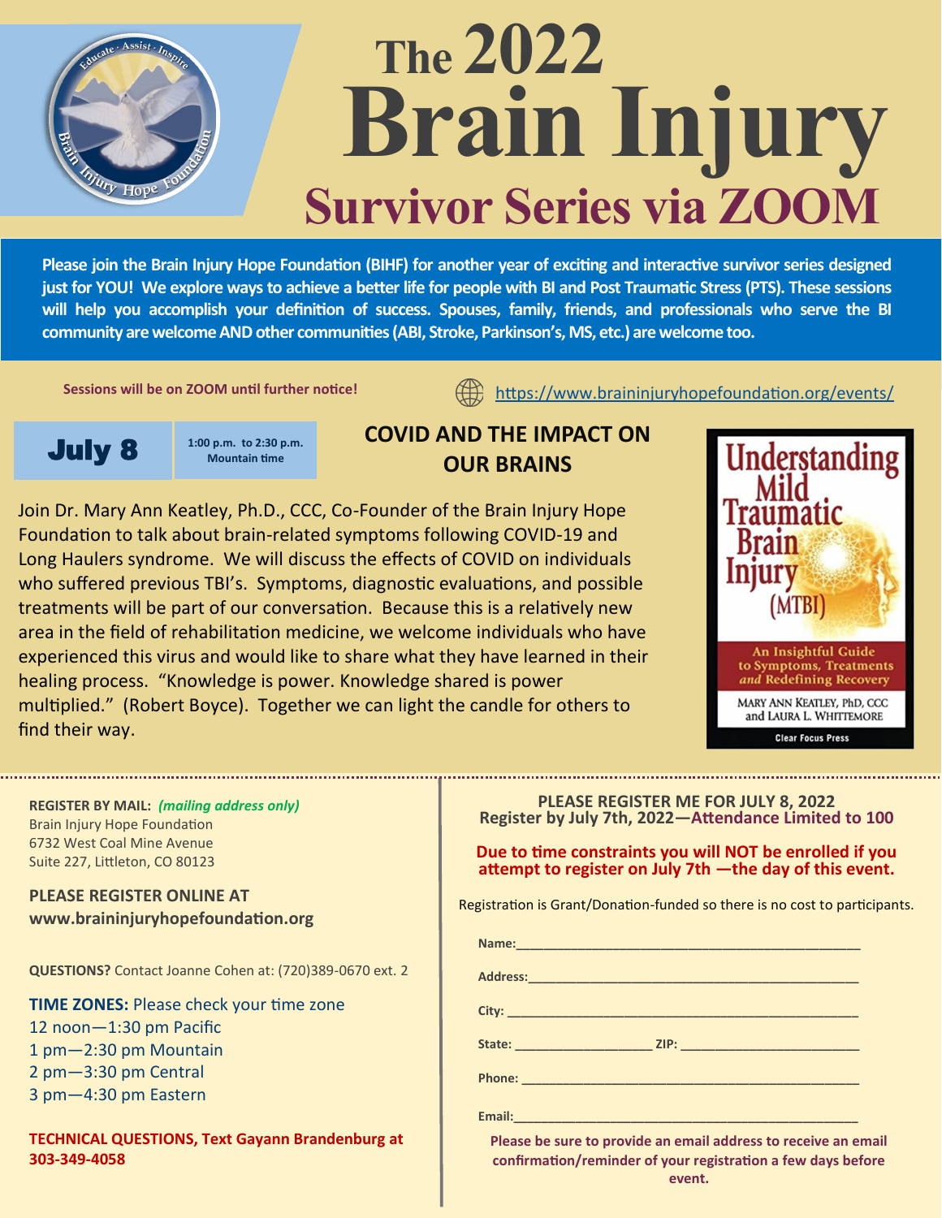# The 2022 Brain Injury Survivor Series via ZOOM

**Please join the Brain Injury Hope Foundation (BIHF) for another year of exciting and interactive survivor series designed just for YOU! We explore ways to achieve a better life for people with BI and Post Traumatic Stress (PTS). These sessions will help you accomplish your definition of success. Spouses, family, friends, and professionals who serve the BI community are welcome AND other communities (ABI, Stroke, Parkinson's, MS, etc.) are welcome too.**

**Sessions will be on ZOOM until further notice!**

https://www.braininjuryhopefoundation.org/events/

## July 8

**1:00 p.m. to 2:30 p.m. Mountain time**

## COVID AND THE IMPACT ON OUR BRAINS

Join Dr. Mary Ann Keatley, Ph.D., CCC, Co-Founder of the Brain Injury Hope Foundation to talk about brain-related symptoms following COVID-19 and Long Haulers syndrome. We will discuss the effects of COVID on individuals who suffered previous TBI's. Symptoms, diagnostic evaluations, and possible treatments will be part of our conversation. Because this is a relatively new area in the field of rehabilitation medicine, we welcome individuals who have experienced this virus and would like to share what they have learned in their healing process. "Knowledge is power. Knowledge shared is power multiplied." (Robert Boyce). Together we can light the candle for others to find their way.

Understanding Mild Traumatic Brain Injury (MTBI)
An Insightful Guide to Symptoms, Treatments and Redefining Recovery
Mary Ann Keatley, PhD, CCC and Laura L. Whittemore
Clear Focus Press

---

**REGISTER BY MAIL:** ***(mailing address only)***
Brain Injury Hope Foundation
6732 West Coal Mine Avenue
Suite 227, Littleton, CO 80123

**PLEASE REGISTER ONLINE AT**
**www.braininjuryhopefoundation.org**

**QUESTIONS?** Contact Joanne Cohen at: (720)389-0670 ext. 2

**TIME ZONES:** Please check your time zone
12 noon—1:30 pm Pacific
1 pm—2:30 pm Mountain
2 pm—3:30 pm Central
3 pm—4:30 pm Eastern

**TECHNICAL QUESTIONS, Text Gayann Brandenburg at 303-349-4058**

**PLEASE REGISTER ME FOR JULY 8, 2022**
**Register by July 7th, 2022—Attendance Limited to 100**

**Due to time constraints you will NOT be enrolled if you attempt to register on July 7th —the day of this event.**

Registration is Grant/Donation-funded so there is no cost to participants.

**Name:**_______________________________________________

**Address:**_____________________________________________

**City:** _______________________________________________

**State:** ___________________ **ZIP:** _________________________

**Phone:** _______________________________________________

**Email:**_______________________________________________

**Please be sure to provide an email address to receive an email confirmation/reminder of your registration a few days before event.**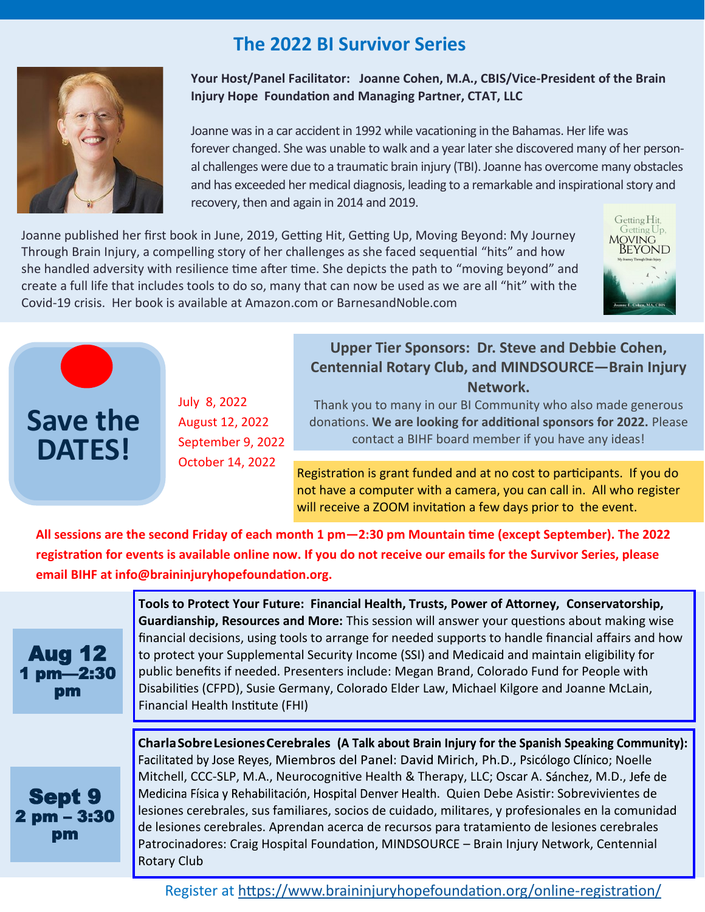# The 2022 BI Survivor Series

**Your Host/Panel Facilitator: Joanne Cohen, M.A., CBIS/Vice-President of the Brain Injury Hope Foundation and Managing Partner, CTAT, LLC**

Joanne was in a car accident in 1992 while vacationing in the Bahamas. Her life was forever changed. She was unable to walk and a year later she discovered many of her personal challenges were due to a traumatic brain injury (TBI). Joanne has overcome many obstacles and has exceeded her medical diagnosis, leading to a remarkable and inspirational story and recovery, then and again in 2014 and 2019.

Joanne published her first book in June, 2019, Getting Hit, Getting Up, Moving Beyond: My Journey Through Brain Injury, a compelling story of her challenges as she faced sequential "hits" and how she handled adversity with resilience time after time. She depicts the path to "moving beyond" and create a full life that includes tools to do so, many that can now be used as we are all "hit" with the Covid-19 crisis. Her book is available at Amazon.com or BarnesandNoble.com

## Save the DATES!

July 8, 2022
August 12, 2022
September 9, 2022
October 14, 2022

**Upper Tier Sponsors: Dr. Steve and Debbie Cohen, Centennial Rotary Club, and MINDSOURCE—Brain Injury Network.**

Thank you to many in our BI Community who also made generous donations. **We are looking for additional sponsors for 2022.** Please contact a BIHF board member if you have any ideas!

Registration is grant funded and at no cost to participants. If you do not have a computer with a camera, you can call in. All who register will receive a ZOOM invitation a few days prior to the event.

**All sessions are the second Friday of each month 1 pm—2:30 pm Mountain time (except September). The 2022 registration for events is available online now. If you do not receive our emails for the Survivor Series, please email BIHF at info@braininjuryhopefoundation.org.**

### Aug 12 1 pm—2:30 pm

**Tools to Protect Your Future: Financial Health, Trusts, Power of Attorney, Conservatorship, Guardianship, Resources and More:** This session will answer your questions about making wise financial decisions, using tools to arrange for needed supports to handle financial affairs and how to protect your Supplemental Security Income (SSI) and Medicaid and maintain eligibility for public benefits if needed. Presenters include: Megan Brand, Colorado Fund for People with Disabilities (CFPD), Susie Germany, Colorado Elder Law, Michael Kilgore and Joanne McLain, Financial Health Institute (FHI)

### Sept 9 2 pm – 3:30 pm

**Charla Sobre Lesiones Cerebrales (A Talk about Brain Injury for the Spanish Speaking Community):** Facilitated by Jose Reyes, Miembros del Panel: David Mirich, Ph.D., Psicólogo Clínico; Noelle Mitchell, CCC-SLP, M.A., Neurocognitive Health & Therapy, LLC; Oscar A. Sánchez, M.D., Jefe de Medicina Física y Rehabilitación, Hospital Denver Health. Quien Debe Asistir: Sobrevivientes de lesiones cerebrales, sus familiares, socios de cuidado, militares, y profesionales en la comunidad de lesiones cerebrales. Aprendan acerca de recursos para tratamiento de lesiones cerebrales Patrocinadores: Craig Hospital Foundation, MINDSOURCE – Brain Injury Network, Centennial Rotary Club

Register at https://www.braininjuryhopefoundation.org/online-registration/